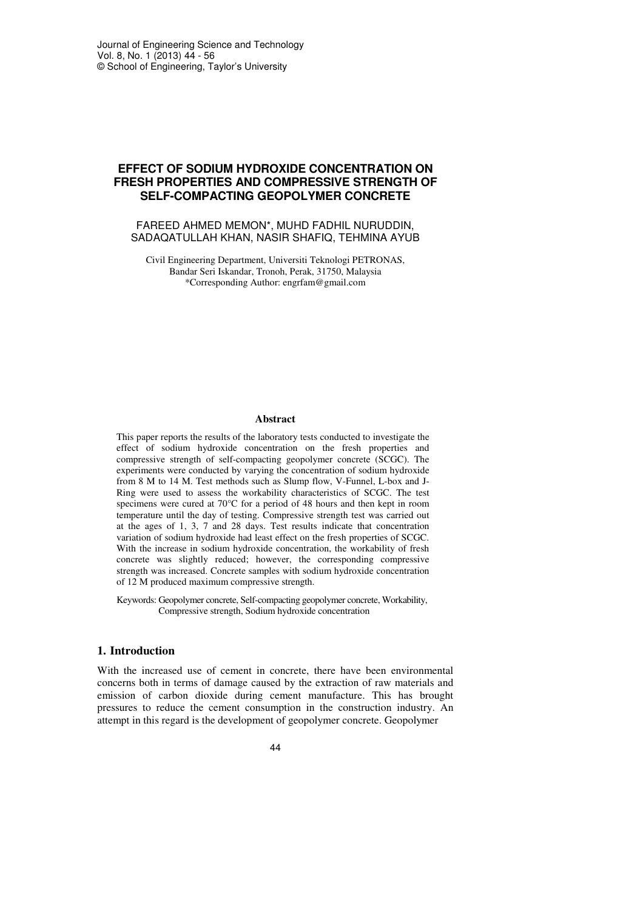# EFFECT OF SODIUM HYDROXIDE CONCENTRATION ON FRESH PROPERTIES AND COMPRESSIVE STRENGTH OF SELF-COMPACTING GEOPOLYMER CONCRETE

FAREED AHMED MEMON*, MUHD FADHIL NURUDDIN, SADAQATULLAH KHAN, NASIR SHAFIQ, TEHMINA AYUB

Civil Engineering Department, Universiti Teknologi PETRONAS, Bandar Seri Iskandar, Tronoh, Perak, 31750, Malaysia
*Corresponding Author: engrfam@gmail.com

## Abstract

This paper reports the results of the laboratory tests conducted to investigate the effect of sodium hydroxide concentration on the fresh properties and compressive strength of self-compacting geopolymer concrete (SCGC). The experiments were conducted by varying the concentration of sodium hydroxide from 8 M to 14 M. Test methods such as Slump flow, V-Funnel, L-box and J-Ring were used to assess the workability characteristics of SCGC. The test specimens were cured at 70°C for a period of 48 hours and then kept in room temperature until the day of testing. Compressive strength test was carried out at the ages of 1, 3, 7 and 28 days. Test results indicate that concentration variation of sodium hydroxide had least effect on the fresh properties of SCGC. With the increase in sodium hydroxide concentration, the workability of fresh concrete was slightly reduced; however, the corresponding compressive strength was increased. Concrete samples with sodium hydroxide concentration of 12 M produced maximum compressive strength.

Keywords: Geopolymer concrete, Self-compacting geopolymer concrete, Workability, Compressive strength, Sodium hydroxide concentration

## 1. Introduction

With the increased use of cement in concrete, there have been environmental concerns both in terms of damage caused by the extraction of raw materials and emission of carbon dioxide during cement manufacture. This has brought pressures to reduce the cement consumption in the construction industry. An attempt in this regard is the development of geopolymer concrete. Geopolymer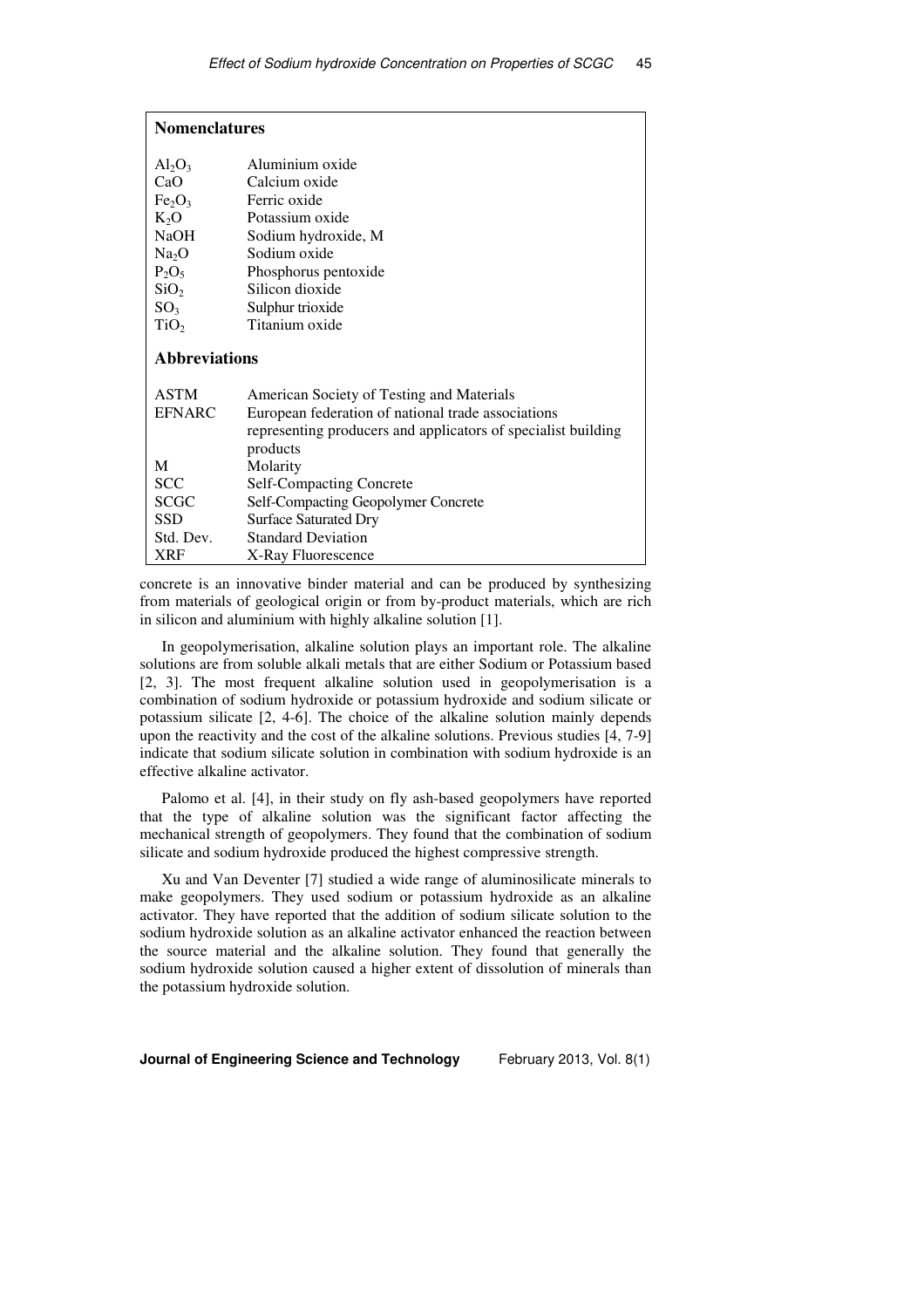## Nomenclatures

| | |
|---|---|
| $Al_2O_3$ | Aluminium oxide |
| $CaO$ | Calcium oxide |
| $Fe_2O_3$ | Ferric oxide |
| $K_2O$ | Potassium oxide |
| $NaOH$ | Sodium hydroxide, M |
| $Na_2O$ | Sodium oxide |
| $P_2O_5$ | Phosphorus pentoxide |
| $SiO_2$ | Silicon dioxide |
| $SO_3$ | Sulphur trioxide |
| $TiO_2$ | Titanium oxide |

## Abbreviations

| | |
|---|---|
| ASTM | American Society of Testing and Materials |
| EFNARC | European federation of national trade associations representing producers and applicators of specialist building products |
| M | Molarity |
| SCC | Self-Compacting Concrete |
| SCGC | Self-Compacting Geopolymer Concrete |
| SSD | Surface Saturated Dry |
| Std. Dev. | Standard Deviation |
| XRF | X-Ray Fluorescence |

concrete is an innovative binder material and can be produced by synthesizing from materials of geological origin or from by-product materials, which are rich in silicon and aluminium with highly alkaline solution [1].

In geopolymerisation, alkaline solution plays an important role. The alkaline solutions are from soluble alkali metals that are either Sodium or Potassium based [2, 3]. The most frequent alkaline solution used in geopolymerisation is a combination of sodium hydroxide or potassium hydroxide and sodium silicate or potassium silicate [2, 4-6]. The choice of the alkaline solution mainly depends upon the reactivity and the cost of the alkaline solutions. Previous studies [4, 7-9] indicate that sodium silicate solution in combination with sodium hydroxide is an effective alkaline activator.

Palomo et al. [4], in their study on fly ash-based geopolymers have reported that the type of alkaline solution was the significant factor affecting the mechanical strength of geopolymers. They found that the combination of sodium silicate and sodium hydroxide produced the highest compressive strength.

Xu and Van Deventer [7] studied a wide range of aluminosilicate minerals to make geopolymers. They used sodium or potassium hydroxide as an alkaline activator. They have reported that the addition of sodium silicate solution to the sodium hydroxide solution as an alkaline activator enhanced the reaction between the source material and the alkaline solution. They found that generally the sodium hydroxide solution caused a higher extent of dissolution of minerals than the potassium hydroxide solution.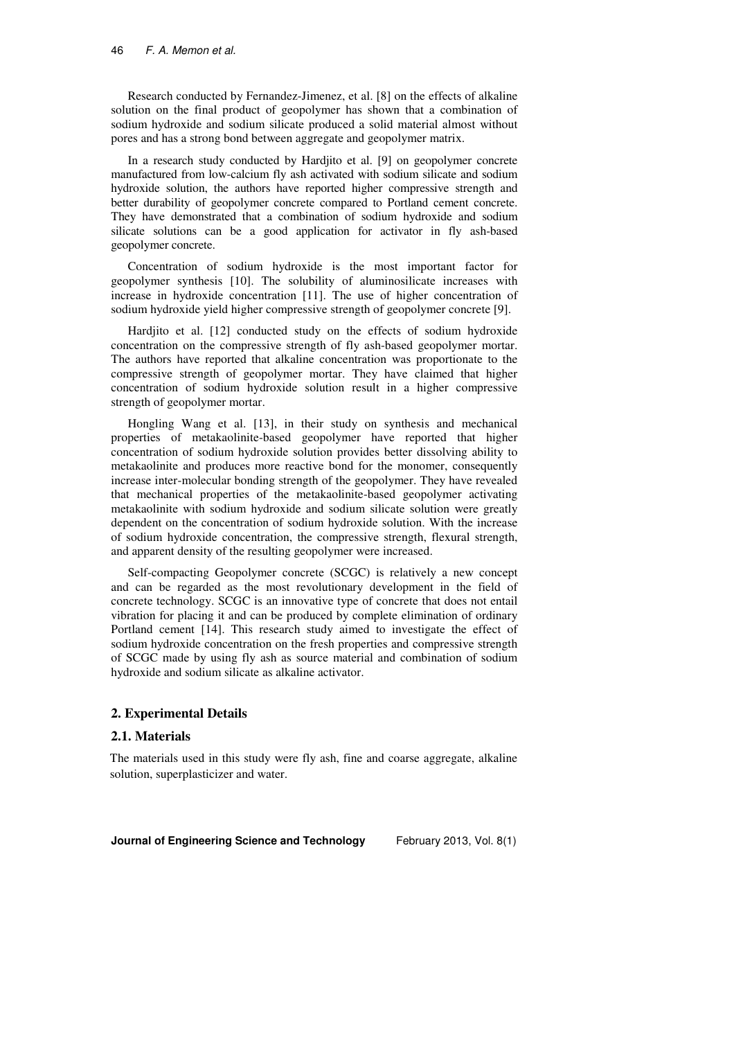Research conducted by Fernandez-Jimenez, et al. [8] on the effects of alkaline solution on the final product of geopolymer has shown that a combination of sodium hydroxide and sodium silicate produced a solid material almost without pores and has a strong bond between aggregate and geopolymer matrix.

In a research study conducted by Hardjito et al. [9] on geopolymer concrete manufactured from low-calcium fly ash activated with sodium silicate and sodium hydroxide solution, the authors have reported higher compressive strength and better durability of geopolymer concrete compared to Portland cement concrete. They have demonstrated that a combination of sodium hydroxide and sodium silicate solutions can be a good application for activator in fly ash-based geopolymer concrete.

Concentration of sodium hydroxide is the most important factor for geopolymer synthesis [10]. The solubility of aluminosilicate increases with increase in hydroxide concentration [11]. The use of higher concentration of sodium hydroxide yield higher compressive strength of geopolymer concrete [9].

Hardjito et al. [12] conducted study on the effects of sodium hydroxide concentration on the compressive strength of fly ash-based geopolymer mortar. The authors have reported that alkaline concentration was proportionate to the compressive strength of geopolymer mortar. They have claimed that higher concentration of sodium hydroxide solution result in a higher compressive strength of geopolymer mortar.

Hongling Wang et al. [13], in their study on synthesis and mechanical properties of metakaolinite-based geopolymer have reported that higher concentration of sodium hydroxide solution provides better dissolving ability to metakaolinite and produces more reactive bond for the monomer, consequently increase inter-molecular bonding strength of the geopolymer. They have revealed that mechanical properties of the metakaolinite-based geopolymer activating metakaolinite with sodium hydroxide and sodium silicate solution were greatly dependent on the concentration of sodium hydroxide solution. With the increase of sodium hydroxide concentration, the compressive strength, flexural strength, and apparent density of the resulting geopolymer were increased.

Self-compacting Geopolymer concrete (SCGC) is relatively a new concept and can be regarded as the most revolutionary development in the field of concrete technology. SCGC is an innovative type of concrete that does not entail vibration for placing it and can be produced by complete elimination of ordinary Portland cement [14]. This research study aimed to investigate the effect of sodium hydroxide concentration on the fresh properties and compressive strength of SCGC made by using fly ash as source material and combination of sodium hydroxide and sodium silicate as alkaline activator.

## 2. Experimental Details

### 2.1. Materials

The materials used in this study were fly ash, fine and coarse aggregate, alkaline solution, superplasticizer and water.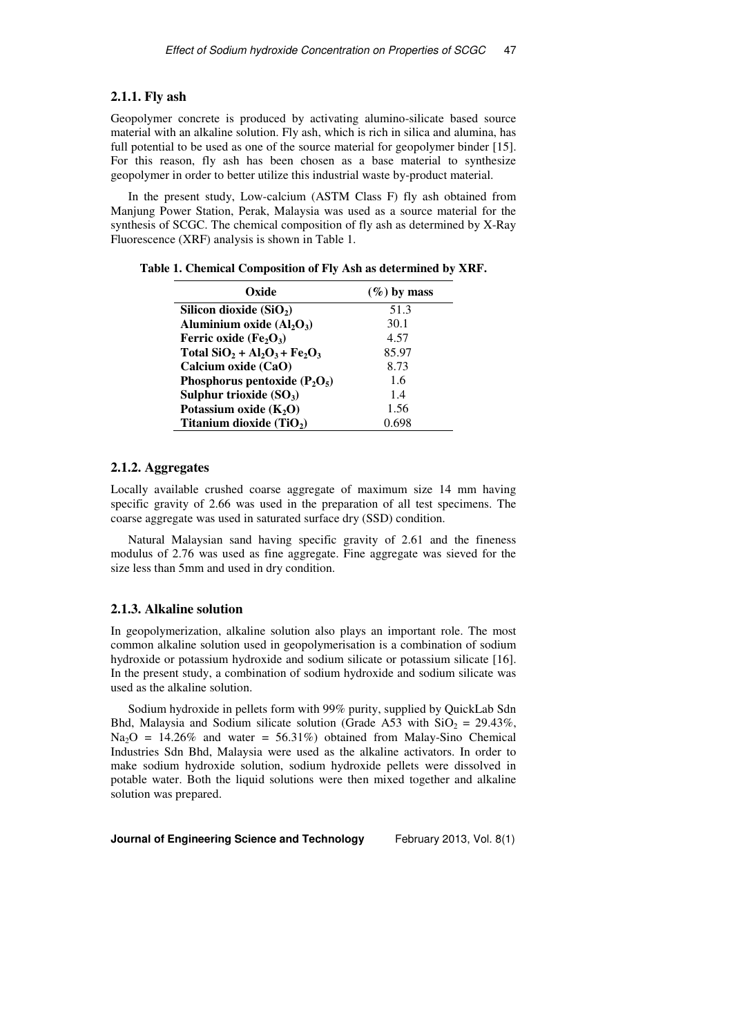### 2.1.1. Fly ash

Geopolymer concrete is produced by activating alumino-silicate based source material with an alkaline solution. Fly ash, which is rich in silica and alumina, has full potential to be used as one of the source material for geopolymer binder [15]. For this reason, fly ash has been chosen as a base material to synthesize geopolymer in order to better utilize this industrial waste by-product material.

In the present study, Low-calcium (ASTM Class F) fly ash obtained from Manjung Power Station, Perak, Malaysia was used as a source material for the synthesis of SCGC. The chemical composition of fly ash as determined by X-Ray Fluorescence (XRF) analysis is shown in Table 1.

**Table 1. Chemical Composition of Fly Ash as determined by XRF.**

| Oxide | (%) by mass |
|---|---|
| **Silicon dioxide ($SiO_2$)** | 51.3 |
| **Aluminium oxide ($Al_2O_3$)** | 30.1 |
| **Ferric oxide ($Fe_2O_3$)** | 4.57 |
| **Total $SiO_2 + Al_2O_3 + Fe_2O_3$** | 85.97 |
| **Calcium oxide (CaO)** | 8.73 |
| **Phosphorus pentoxide ($P_2O_5$)** | 1.6 |
| **Sulphur trioxide ($SO_3$)** | 1.4 |
| **Potassium oxide ($K_2O$)** | 1.56 |
| **Titanium dioxide ($TiO_2$)** | 0.698 |

### 2.1.2. Aggregates

Locally available crushed coarse aggregate of maximum size 14 mm having specific gravity of 2.66 was used in the preparation of all test specimens. The coarse aggregate was used in saturated surface dry (SSD) condition.

Natural Malaysian sand having specific gravity of 2.61 and the fineness modulus of 2.76 was used as fine aggregate. Fine aggregate was sieved for the size less than 5mm and used in dry condition.

### 2.1.3. Alkaline solution

In geopolymerization, alkaline solution also plays an important role. The most common alkaline solution used in geopolymerisation is a combination of sodium hydroxide or potassium hydroxide and sodium silicate or potassium silicate [16]. In the present study, a combination of sodium hydroxide and sodium silicate was used as the alkaline solution.

Sodium hydroxide in pellets form with 99% purity, supplied by QuickLab Sdn Bhd, Malaysia and Sodium silicate solution (Grade A53 with $SiO_2$ = 29.43%, $Na_2O$ = 14.26% and water = 56.31%) obtained from Malay-Sino Chemical Industries Sdn Bhd, Malaysia were used as the alkaline activators. In order to make sodium hydroxide solution, sodium hydroxide pellets were dissolved in potable water. Both the liquid solutions were then mixed together and alkaline solution was prepared.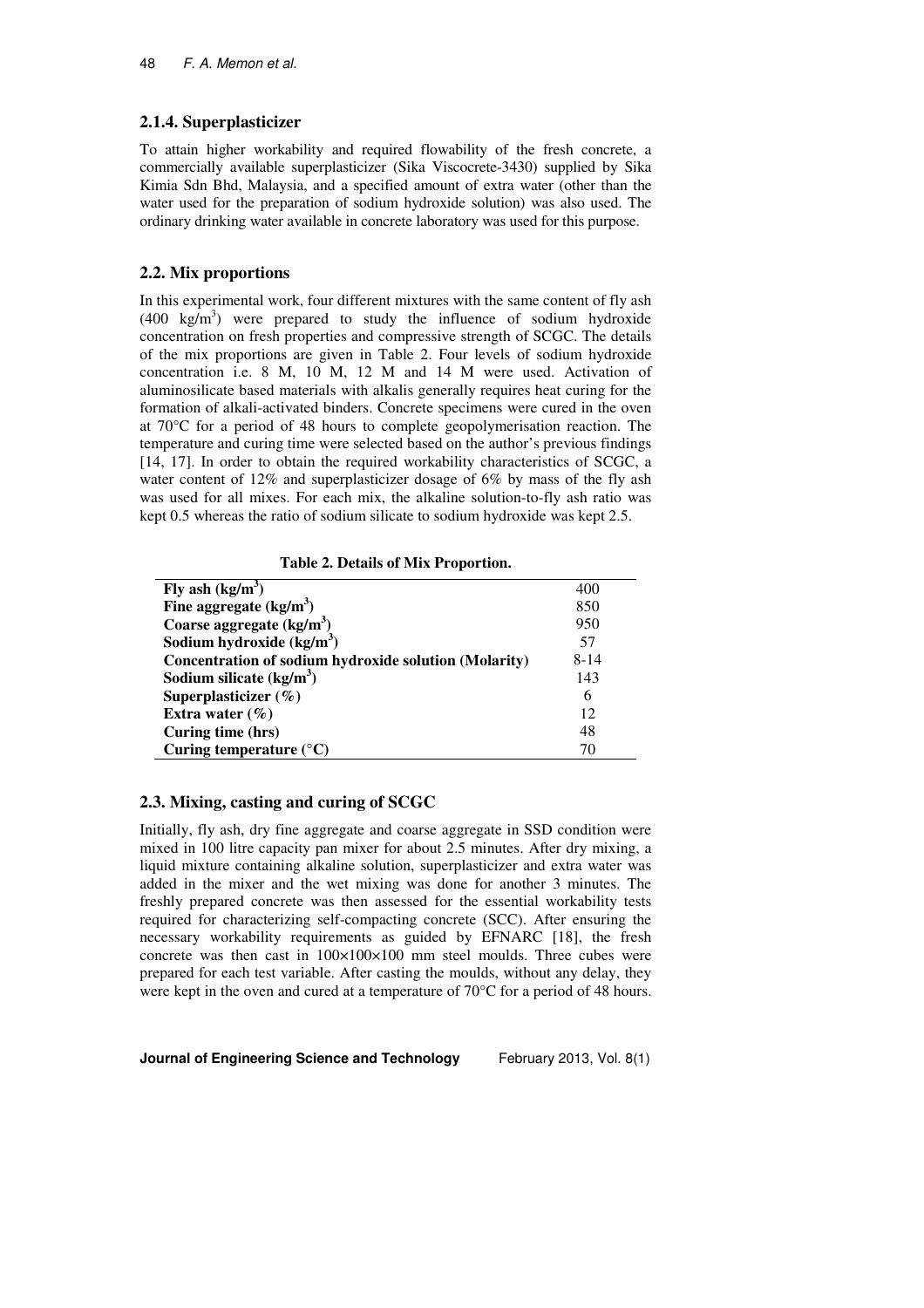### 2.1.4. Superplasticizer

To attain higher workability and required flowability of the fresh concrete, a commercially available superplasticizer (Sika Viscocrete-3430) supplied by Sika Kimia Sdn Bhd, Malaysia, and a specified amount of extra water (other than the water used for the preparation of sodium hydroxide solution) was also used. The ordinary drinking water available in concrete laboratory was used for this purpose.

## 2.2. Mix proportions

In this experimental work, four different mixtures with the same content of fly ash (400 $kg/m^3$) were prepared to study the influence of sodium hydroxide concentration on fresh properties and compressive strength of SCGC. The details of the mix proportions are given in Table 2. Four levels of sodium hydroxide concentration i.e. 8 M, 10 M, 12 M and 14 M were used. Activation of aluminosilicate based materials with alkalis generally requires heat curing for the formation of alkali-activated binders. Concrete specimens were cured in the oven at 70°C for a period of 48 hours to complete geopolymerisation reaction. The temperature and curing time were selected based on the author's previous findings [14, 17]. In order to obtain the required workability characteristics of SCGC, a water content of 12% and superplasticizer dosage of 6% by mass of the fly ash was used for all mixes. For each mix, the alkaline solution-to-fly ash ratio was kept 0.5 whereas the ratio of sodium silicate to sodium hydroxide was kept 2.5.

**Table 2. Details of Mix Proportion.**

| | |
|---|---|
| **Fly ash ($kg/m^3$)** | 400 |
| **Fine aggregate ($kg/m^3$)** | 850 |
| **Coarse aggregate ($kg/m^3$)** | 950 |
| **Sodium hydroxide ($kg/m^3$)** | 57 |
| **Concentration of sodium hydroxide solution (Molarity)** | 8-14 |
| **Sodium silicate ($kg/m^3$)** | 143 |
| **Superplasticizer (%)** | 6 |
| **Extra water (%)** | 12 |
| **Curing time (hrs)** | 48 |
| **Curing temperature (°C)** | 70 |

## 2.3. Mixing, casting and curing of SCGC

Initially, fly ash, dry fine aggregate and coarse aggregate in SSD condition were mixed in 100 litre capacity pan mixer for about 2.5 minutes. After dry mixing, a liquid mixture containing alkaline solution, superplasticizer and extra water was added in the mixer and the wet mixing was done for another 3 minutes. The freshly prepared concrete was then assessed for the essential workability tests required for characterizing self-compacting concrete (SCC). After ensuring the necessary workability requirements as guided by EFNARC [18], the fresh concrete was then cast in 100×100×100 mm steel moulds. Three cubes were prepared for each test variable. After casting the moulds, without any delay, they were kept in the oven and cured at a temperature of 70°C for a period of 48 hours.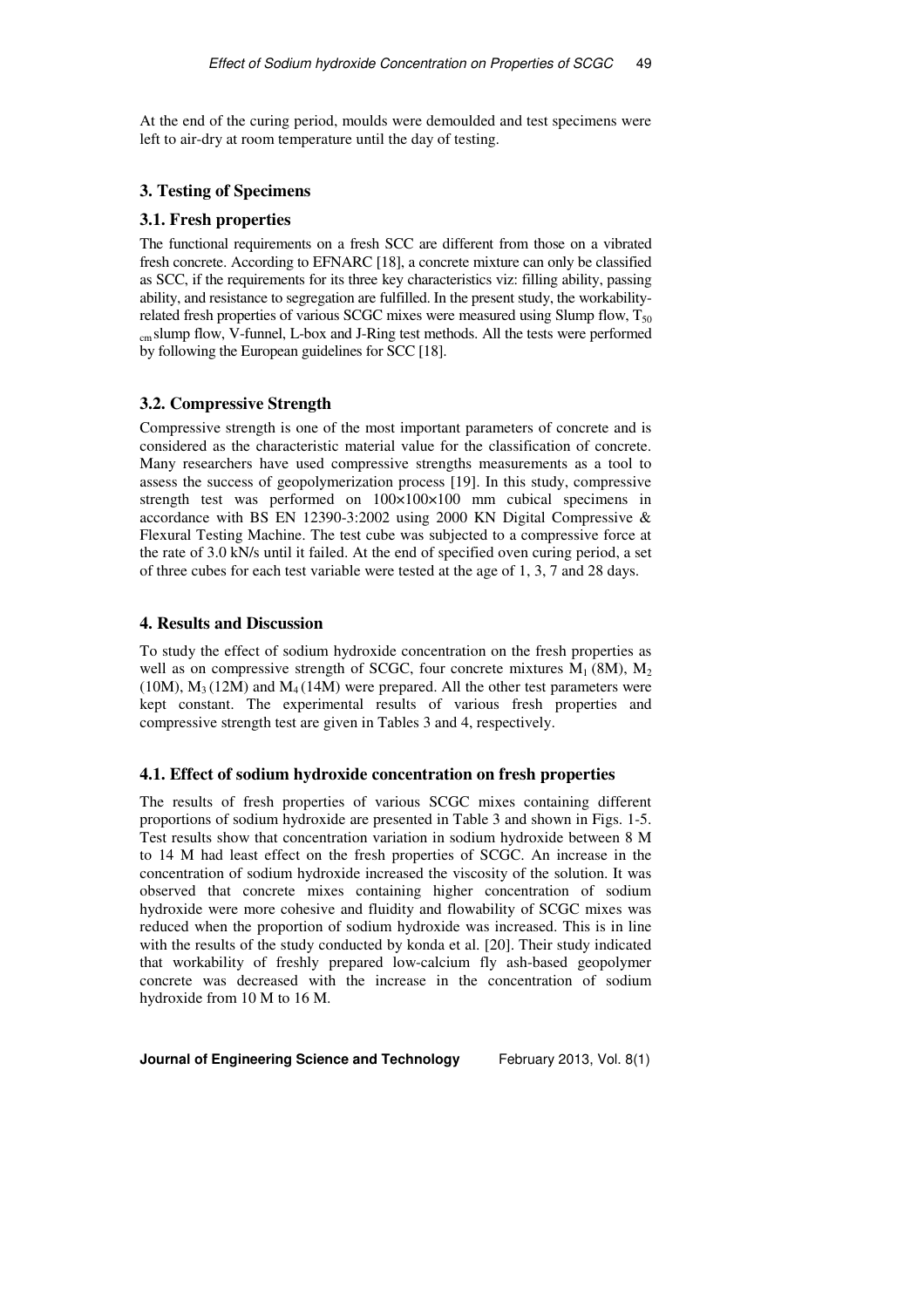At the end of the curing period, moulds were demoulded and test specimens were left to air-dry at room temperature until the day of testing.

## 3. Testing of Specimens

### 3.1. Fresh properties

The functional requirements on a fresh SCC are different from those on a vibrated fresh concrete. According to EFNARC [18], a concrete mixture can only be classified as SCC, if the requirements for its three key characteristics viz: filling ability, passing ability, and resistance to segregation are fulfilled. In the present study, the workability-related fresh properties of various SCGC mixes were measured using Slump flow, $T_{50\,cm}$ slump flow, V-funnel, L-box and J-Ring test methods. All the tests were performed by following the European guidelines for SCC [18].

### 3.2. Compressive Strength

Compressive strength is one of the most important parameters of concrete and is considered as the characteristic material value for the classification of concrete. Many researchers have used compressive strengths measurements as a tool to assess the success of geopolymerization process [19]. In this study, compressive strength test was performed on 100×100×100 mm cubical specimens in accordance with BS EN 12390-3:2002 using 2000 KN Digital Compressive & Flexural Testing Machine. The test cube was subjected to a compressive force at the rate of 3.0 kN/s until it failed. At the end of specified oven curing period, a set of three cubes for each test variable were tested at the age of 1, 3, 7 and 28 days.

## 4. Results and Discussion

To study the effect of sodium hydroxide concentration on the fresh properties as well as on compressive strength of SCGC, four concrete mixtures $M_1$ (8M), $M_2$ (10M), $M_3$ (12M) and $M_4$ (14M) were prepared. All the other test parameters were kept constant. The experimental results of various fresh properties and compressive strength test are given in Tables 3 and 4, respectively.

### 4.1. Effect of sodium hydroxide concentration on fresh properties

The results of fresh properties of various SCGC mixes containing different proportions of sodium hydroxide are presented in Table 3 and shown in Figs. 1-5. Test results show that concentration variation in sodium hydroxide between 8 M to 14 M had least effect on the fresh properties of SCGC. An increase in the concentration of sodium hydroxide increased the viscosity of the solution. It was observed that concrete mixes containing higher concentration of sodium hydroxide were more cohesive and fluidity and flowability of SCGC mixes was reduced when the proportion of sodium hydroxide was increased. This is in line with the results of the study conducted by konda et al. [20]. Their study indicated that workability of freshly prepared low-calcium fly ash-based geopolymer concrete was decreased with the increase in the concentration of sodium hydroxide from 10 M to 16 M.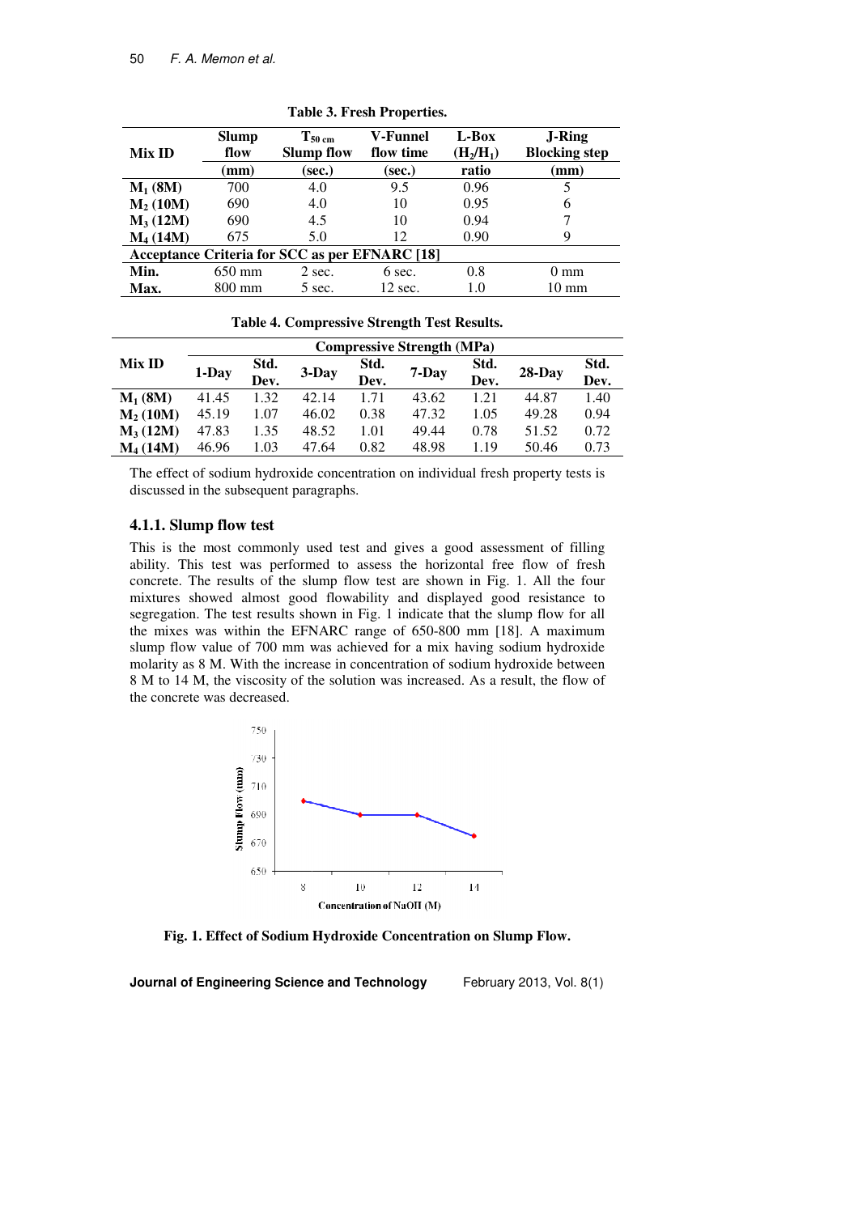**Table 3. Fresh Properties.**

| Mix ID | Slump flow (mm) | $T_{50\,cm}$ Slump flow (sec.) | V-Funnel flow time (sec.) | L-Box ($H_2/H_1$) ratio | J-Ring Blocking step (mm) |
|---|---|---|---|---|---|
| $M_1$ (8M) | 700 | 4.0 | 9.5 | 0.96 | 5 |
| $M_2$ (10M) | 690 | 4.0 | 10 | 0.95 | 6 |
| $M_3$ (12M) | 690 | 4.5 | 10 | 0.94 | 7 |
| $M_4$ (14M) | 675 | 5.0 | 12 | 0.90 | 9 |
| **Acceptance Criteria for SCC as per EFNARC [18]** | | | | | |
| **Min.** | 650 mm | 2 sec. | 6 sec. | 0.8 | 0 mm |
| **Max.** | 800 mm | 5 sec. | 12 sec. | 1.0 | 10 mm |

**Table 4. Compressive Strength Test Results.**

| Mix ID | Compressive Strength (MPa) | | | | | | | |
|---|---|---|---|---|---|---|---|---|
| | 1-Day | Std. Dev. | 3-Day | Std. Dev. | 7-Day | Std. Dev. | 28-Day | Std. Dev. |
| $M_1$ (8M) | 41.45 | 1.32 | 42.14 | 1.71 | 43.62 | 1.21 | 44.87 | 1.40 |
| $M_2$ (10M) | 45.19 | 1.07 | 46.02 | 0.38 | 47.32 | 1.05 | 49.28 | 0.94 |
| $M_3$ (12M) | 47.83 | 1.35 | 48.52 | 1.01 | 49.44 | 0.78 | 51.52 | 0.72 |
| $M_4$ (14M) | 46.96 | 1.03 | 47.64 | 0.82 | 48.98 | 1.19 | 50.46 | 0.73 |

The effect of sodium hydroxide concentration on individual fresh property tests is discussed in the subsequent paragraphs.

### 4.1.1. Slump flow test

This is the most commonly used test and gives a good assessment of filling ability. This test was performed to assess the horizontal free flow of fresh concrete. The results of the slump flow test are shown in Fig. 1. All the four mixtures showed almost good flowability and displayed good resistance to segregation. The test results shown in Fig. 1 indicate that the slump flow for all the mixes was within the EFNARC range of 650-800 mm [18]. A maximum slump flow value of 700 mm was achieved for a mix having sodium hydroxide molarity as 8 M. With the increase in concentration of sodium hydroxide between 8 M to 14 M, the viscosity of the solution was increased. As a result, the flow of the concrete was decreased.

**Fig. 1. Effect of Sodium Hydroxide Concentration on Slump Flow.**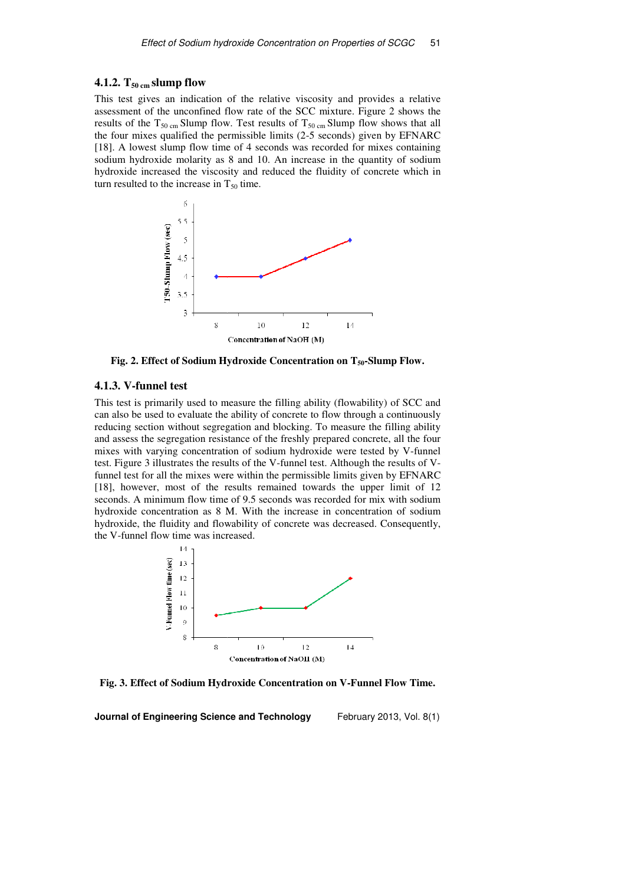### 4.1.2. $T_{50\,cm}$ slump flow

This test gives an indication of the relative viscosity and provides a relative assessment of the unconfined flow rate of the SCC mixture. Figure 2 shows the results of the $T_{50\,cm}$ Slump flow. Test results of $T_{50\,cm}$ Slump flow shows that all the four mixes qualified the permissible limits (2-5 seconds) given by EFNARC [18]. A lowest slump flow time of 4 seconds was recorded for mixes containing sodium hydroxide molarity as 8 and 10. An increase in the quantity of sodium hydroxide increased the viscosity and reduced the fluidity of concrete which in turn resulted to the increase in $T_{50}$ time.

**Fig. 2. Effect of Sodium Hydroxide Concentration on $T_{50}$-Slump Flow.**

### 4.1.3. V-funnel test

This test is primarily used to measure the filling ability (flowability) of SCC and can also be used to evaluate the ability of concrete to flow through a continuously reducing section without segregation and blocking. To measure the filling ability and assess the segregation resistance of the freshly prepared concrete, all the four mixes with varying concentration of sodium hydroxide were tested by V-funnel test. Figure 3 illustrates the results of the V-funnel test. Although the results of V-funnel test for all the mixes were within the permissible limits given by EFNARC [18], however, most of the results remained towards the upper limit of 12 seconds. A minimum flow time of 9.5 seconds was recorded for mix with sodium hydroxide concentration as 8 M. With the increase in concentration of sodium hydroxide, the fluidity and flowability of concrete was decreased. Consequently, the V-funnel flow time was increased.

**Fig. 3. Effect of Sodium Hydroxide Concentration on V-Funnel Flow Time.**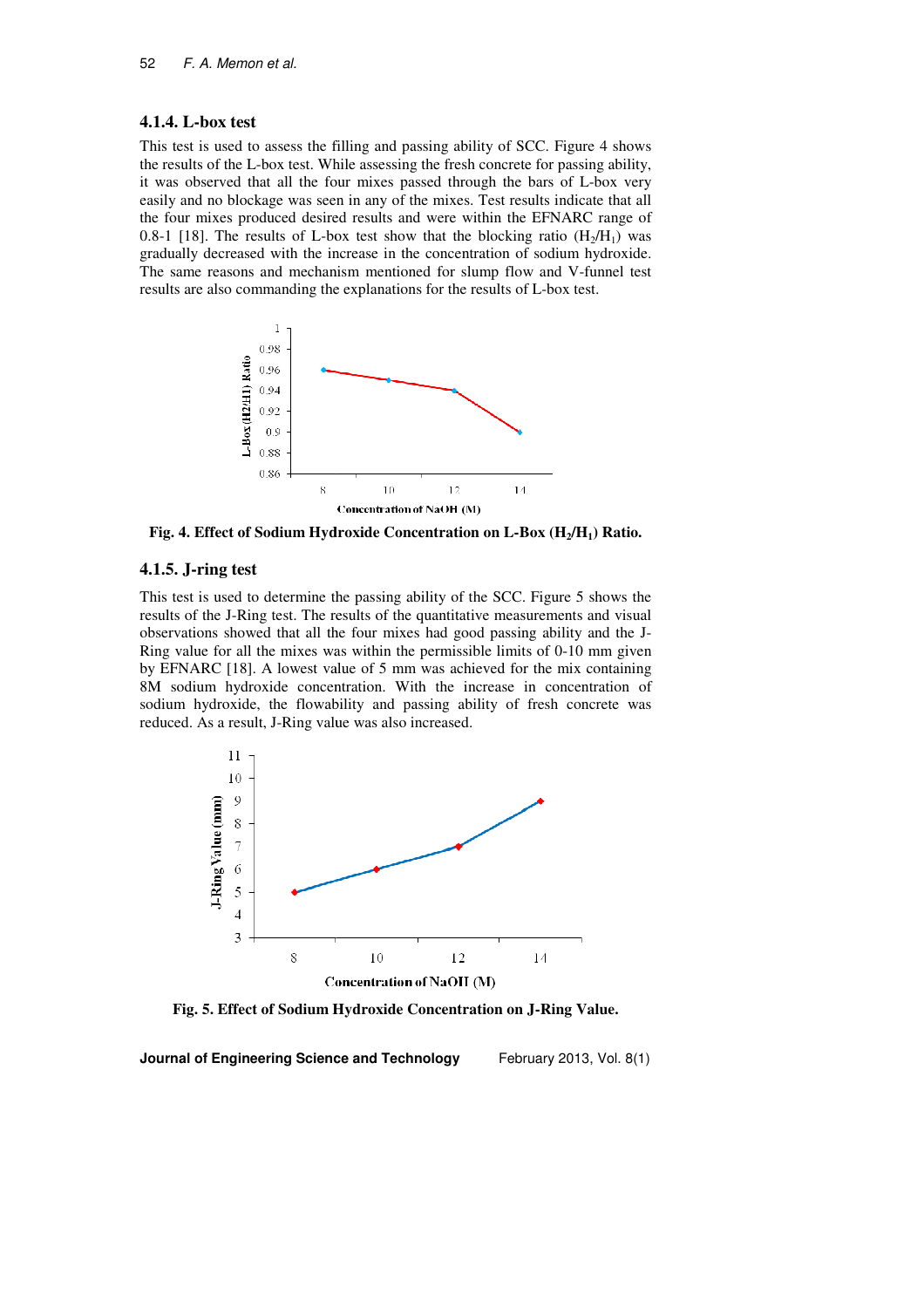### 4.1.4. L-box test

This test is used to assess the filling and passing ability of SCC. Figure 4 shows the results of the L-box test. While assessing the fresh concrete for passing ability, it was observed that all the four mixes passed through the bars of L-box very easily and no blockage was seen in any of the mixes. Test results indicate that all the four mixes produced desired results and were within the EFNARC range of 0.8-1 [18]. The results of L-box test show that the blocking ratio ($H_2/H_1$) was gradually decreased with the increase in the concentration of sodium hydroxide. The same reasons and mechanism mentioned for slump flow and V-funnel test results are also commanding the explanations for the results of L-box test.

**Fig. 4. Effect of Sodium Hydroxide Concentration on L-Box ($H_2/H_1$) Ratio.**

### 4.1.5. J-ring test

This test is used to determine the passing ability of the SCC. Figure 5 shows the results of the J-Ring test. The results of the quantitative measurements and visual observations showed that all the four mixes had good passing ability and the J-Ring value for all the mixes was within the permissible limits of 0-10 mm given by EFNARC [18]. A lowest value of 5 mm was achieved for the mix containing 8M sodium hydroxide concentration. With the increase in concentration of sodium hydroxide, the flowability and passing ability of fresh concrete was reduced. As a result, J-Ring value was also increased.

**Fig. 5. Effect of Sodium Hydroxide Concentration on J-Ring Value.**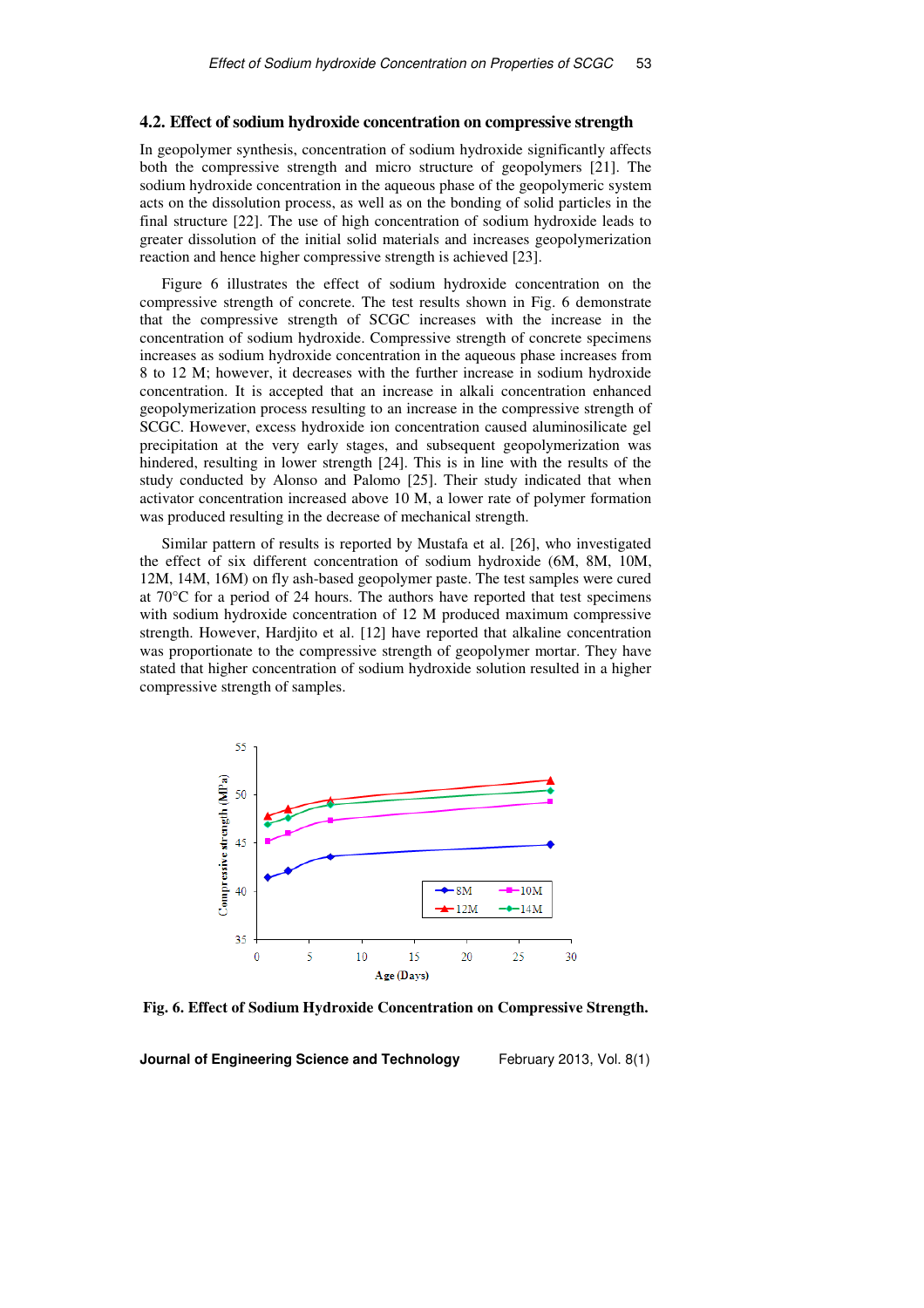### 4.2. Effect of sodium hydroxide concentration on compressive strength

In geopolymer synthesis, concentration of sodium hydroxide significantly affects both the compressive strength and micro structure of geopolymers [21]. The sodium hydroxide concentration in the aqueous phase of the geopolymeric system acts on the dissolution process, as well as on the bonding of solid particles in the final structure [22]. The use of high concentration of sodium hydroxide leads to greater dissolution of the initial solid materials and increases geopolymerization reaction and hence higher compressive strength is achieved [23].

Figure 6 illustrates the effect of sodium hydroxide concentration on the compressive strength of concrete. The test results shown in Fig. 6 demonstrate that the compressive strength of SCGC increases with the increase in the concentration of sodium hydroxide. Compressive strength of concrete specimens increases as sodium hydroxide concentration in the aqueous phase increases from 8 to 12 M; however, it decreases with the further increase in sodium hydroxide concentration. It is accepted that an increase in alkali concentration enhanced geopolymerization process resulting to an increase in the compressive strength of SCGC. However, excess hydroxide ion concentration caused aluminosilicate gel precipitation at the very early stages, and subsequent geopolymerization was hindered, resulting in lower strength [24]. This is in line with the results of the study conducted by Alonso and Palomo [25]. Their study indicated that when activator concentration increased above 10 M, a lower rate of polymer formation was produced resulting in the decrease of mechanical strength.

Similar pattern of results is reported by Mustafa et al. [26], who investigated the effect of six different concentration of sodium hydroxide (6M, 8M, 10M, 12M, 14M, 16M) on fly ash-based geopolymer paste. The test samples were cured at 70°C for a period of 24 hours. The authors have reported that test specimens with sodium hydroxide concentration of 12 M produced maximum compressive strength. However, Hardjito et al. [12] have reported that alkaline concentration was proportionate to the compressive strength of geopolymer mortar. They have stated that higher concentration of sodium hydroxide solution resulted in a higher compressive strength of samples.

**Fig. 6. Effect of Sodium Hydroxide Concentration on Compressive Strength.**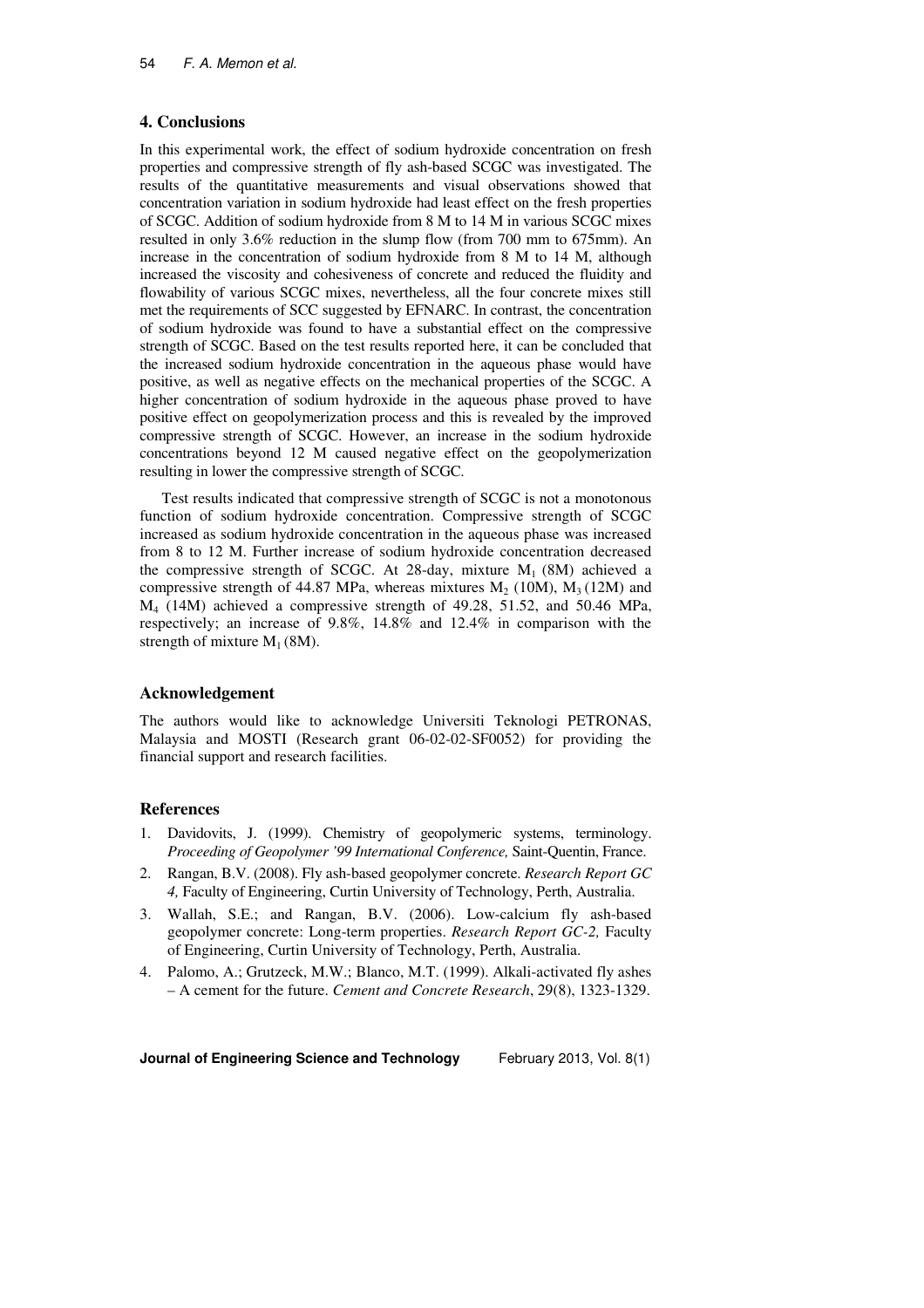## 4. Conclusions

In this experimental work, the effect of sodium hydroxide concentration on fresh properties and compressive strength of fly ash-based SCGC was investigated. The results of the quantitative measurements and visual observations showed that concentration variation in sodium hydroxide had least effect on the fresh properties of SCGC. Addition of sodium hydroxide from 8 M to 14 M in various SCGC mixes resulted in only 3.6% reduction in the slump flow (from 700 mm to 675mm). An increase in the concentration of sodium hydroxide from 8 M to 14 M, although increased the viscosity and cohesiveness of concrete and reduced the fluidity and flowability of various SCGC mixes, nevertheless, all the four concrete mixes still met the requirements of SCC suggested by EFNARC. In contrast, the concentration of sodium hydroxide was found to have a substantial effect on the compressive strength of SCGC. Based on the test results reported here, it can be concluded that the increased sodium hydroxide concentration in the aqueous phase would have positive, as well as negative effects on the mechanical properties of the SCGC. A higher concentration of sodium hydroxide in the aqueous phase proved to have positive effect on geopolymerization process and this is revealed by the improved compressive strength of SCGC. However, an increase in the sodium hydroxide concentrations beyond 12 M caused negative effect on the geopolymerization resulting in lower the compressive strength of SCGC.

Test results indicated that compressive strength of SCGC is not a monotonous function of sodium hydroxide concentration. Compressive strength of SCGC increased as sodium hydroxide concentration in the aqueous phase was increased from 8 to 12 M. Further increase of sodium hydroxide concentration decreased the compressive strength of SCGC. At 28-day, mixture $M_1$ (8M) achieved a compressive strength of 44.87 MPa, whereas mixtures $M_2$ (10M), $M_3$ (12M) and $M_4$ (14M) achieved a compressive strength of 49.28, 51.52, and 50.46 MPa, respectively; an increase of 9.8%, 14.8% and 12.4% in comparison with the strength of mixture $M_1$ (8M).

## Acknowledgement

The authors would like to acknowledge Universiti Teknologi PETRONAS, Malaysia and MOSTI (Research grant 06-02-02-SF0052) for providing the financial support and research facilities.

## References

1. Davidovits, J. (1999). Chemistry of geopolymeric systems, terminology. *Proceeding of Geopolymer '99 International Conference,* Saint-Quentin, France.
2. Rangan, B.V. (2008). Fly ash-based geopolymer concrete. *Research Report GC 4,* Faculty of Engineering, Curtin University of Technology, Perth, Australia.
3. Wallah, S.E.; and Rangan, B.V. (2006). Low-calcium fly ash-based geopolymer concrete: Long-term properties. *Research Report GC-2,* Faculty of Engineering, Curtin University of Technology, Perth, Australia.
4. Palomo, A.; Grutzeck, M.W.; Blanco, M.T. (1999). Alkali-activated fly ashes – A cement for the future. *Cement and Concrete Research*, 29(8), 1323-1329.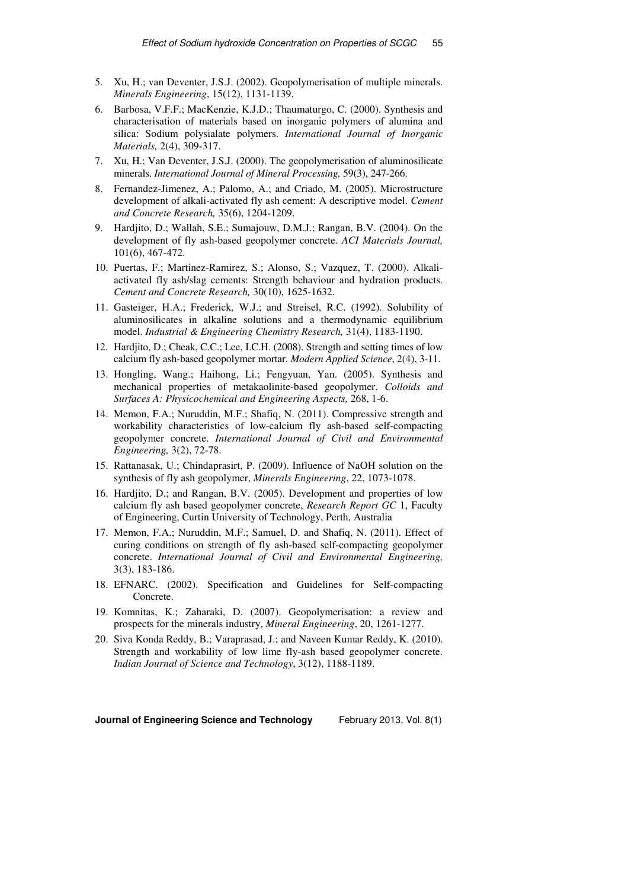5. Xu, H.; van Deventer, J.S.J. (2002). Geopolymerisation of multiple minerals. *Minerals Engineering*, 15(12), 1131-1139.
6. Barbosa, V.F.F.; MacKenzie, K.J.D.; Thaumaturgo, C. (2000). Synthesis and characterisation of materials based on inorganic polymers of alumina and silica: Sodium polysialate polymers. *International Journal of Inorganic Materials,* 2(4), 309-317.
7. Xu, H.; Van Deventer, J.S.J. (2000). The geopolymerisation of aluminosilicate minerals. *International Journal of Mineral Processing,* 59(3), 247-266.
8. Fernandez-Jimenez, A.; Palomo, A.; and Criado, M. (2005). Microstructure development of alkali-activated fly ash cement: A descriptive model. *Cement and Concrete Research,* 35(6), 1204-1209.
9. Hardjito, D.; Wallah, S.E.; Sumajouw, D.M.J.; Rangan, B.V. (2004). On the development of fly ash-based geopolymer concrete. *ACI Materials Journal,* 101(6), 467-472.
10. Puertas, F.; Martinez-Ramirez, S.; Alonso, S.; Vazquez, T. (2000). Alkali-activated fly ash/slag cements: Strength behaviour and hydration products. *Cement and Concrete Research,* 30(10), 1625-1632.
11. Gasteiger, H.A.; Frederick, W.J.; and Streisel, R.C. (1992). Solubility of aluminosilicates in alkaline solutions and a thermodynamic equilibrium model. *Industrial & Engineering Chemistry Research,* 31(4), 1183-1190.
12. Hardjito, D.; Cheak, C.C.; Lee, I.C.H. (2008). Strength and setting times of low calcium fly ash-based geopolymer mortar. *Modern Applied Science*, 2(4), 3-11.
13. Hongling, Wang.; Haihong, Li.; Fengyuan, Yan. (2005). Synthesis and mechanical properties of metakaolinite-based geopolymer. *Colloids and Surfaces A: Physicochemical and Engineering Aspects,* 268, 1-6.
14. Memon, F.A.; Nuruddin, M.F.; Shafiq, N. (2011). Compressive strength and workability characteristics of low-calcium fly ash-based self-compacting geopolymer concrete. *International Journal of Civil and Environmental Engineering,* 3(2), 72-78.
15. Rattanasak, U.; Chindaprasirt, P. (2009). Influence of NaOH solution on the synthesis of fly ash geopolymer, *Minerals Engineering*, 22, 1073-1078.
16. Hardjito, D.; and Rangan, B.V. (2005). Development and properties of low calcium fly ash based geopolymer concrete, *Research Report GC* 1, Faculty of Engineering, Curtin University of Technology, Perth, Australia
17. Memon, F.A.; Nuruddin, M.F.; Samuel, D. and Shafiq, N. (2011). Effect of curing conditions on strength of fly ash-based self-compacting geopolymer concrete. *International Journal of Civil and Environmental Engineering,* 3(3), 183-186.
18. EFNARC. (2002). Specification and Guidelines for Self-compacting Concrete.
19. Komnitas, K.; Zaharaki, D. (2007). Geopolymerisation: a review and prospects for the minerals industry, *Mineral Engineering*, 20, 1261-1277.
20. Siva Konda Reddy, B.; Varaprasad, J.; and Naveen Kumar Reddy, K. (2010). Strength and workability of low lime fly-ash based geopolymer concrete. *Indian Journal of Science and Technology*, 3(12), 1188-1189.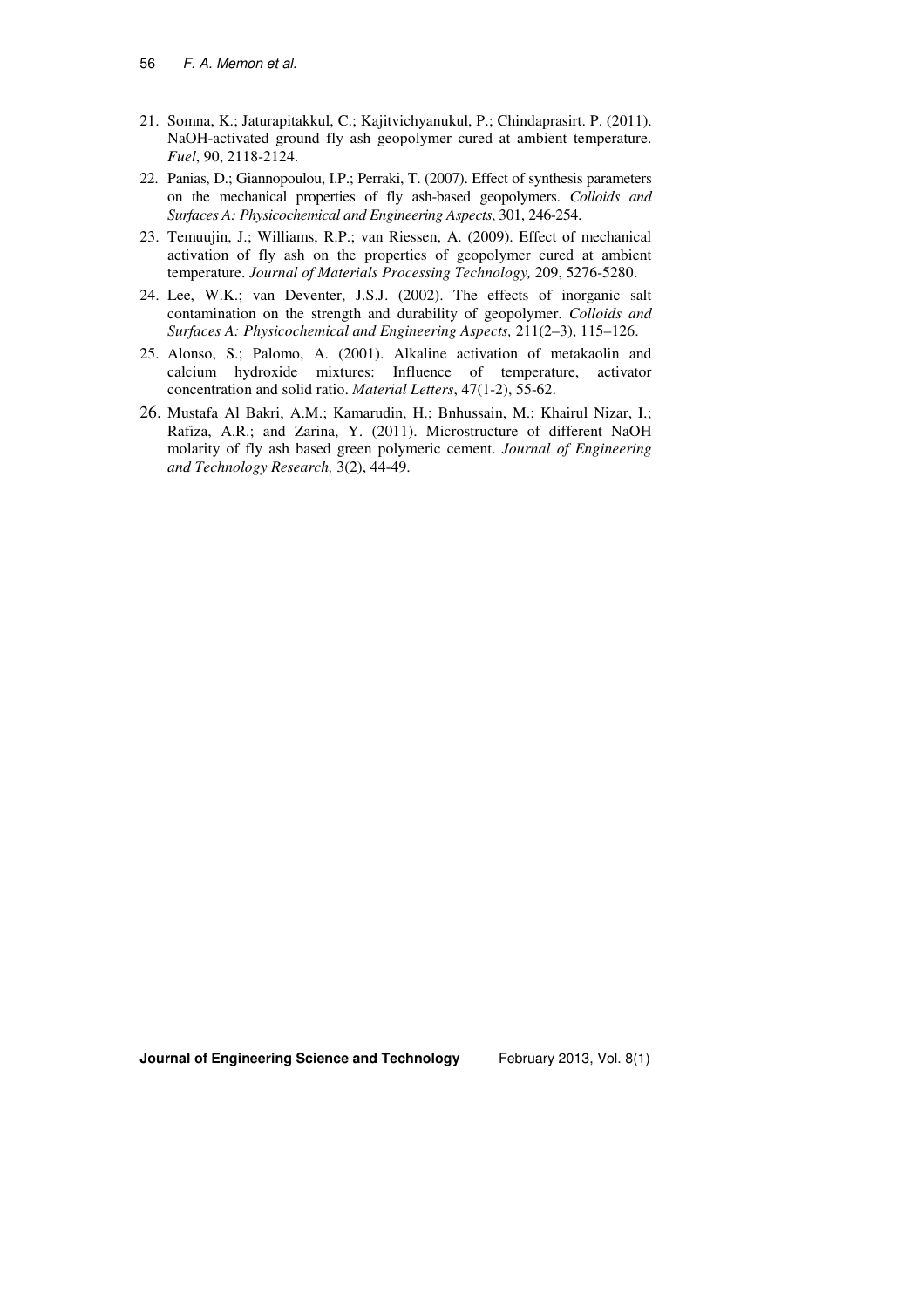21. Somna, K.; Jaturapitakkul, C.; Kajitvichyanukul, P.; Chindaprasirt. P. (2011). NaOH-activated ground fly ash geopolymer cured at ambient temperature. *Fuel*, 90, 2118-2124.
22. Panias, D.; Giannopoulou, I.P.; Perraki, T. (2007). Effect of synthesis parameters on the mechanical properties of fly ash-based geopolymers. *Colloids and Surfaces A: Physicochemical and Engineering Aspects*, 301, 246-254.
23. Temuujin, J.; Williams, R.P.; van Riessen, A. (2009). Effect of mechanical activation of fly ash on the properties of geopolymer cured at ambient temperature. *Journal of Materials Processing Technology,* 209, 5276-5280.
24. Lee, W.K.; van Deventer, J.S.J. (2002). The effects of inorganic salt contamination on the strength and durability of geopolymer. *Colloids and Surfaces A: Physicochemical and Engineering Aspects,* 211(2–3), 115–126.
25. Alonso, S.; Palomo, A. (2001). Alkaline activation of metakaolin and calcium hydroxide mixtures: Influence of temperature, activator concentration and solid ratio. *Material Letters*, 47(1-2), 55-62.
26. Mustafa Al Bakri, A.M.; Kamarudin, H.; Bnhussain, M.; Khairul Nizar, I.; Rafiza, A.R.; and Zarina, Y. (2011). Microstructure of different NaOH molarity of fly ash based green polymeric cement. *Journal of Engineering and Technology Research,* 3(2), 44-49.